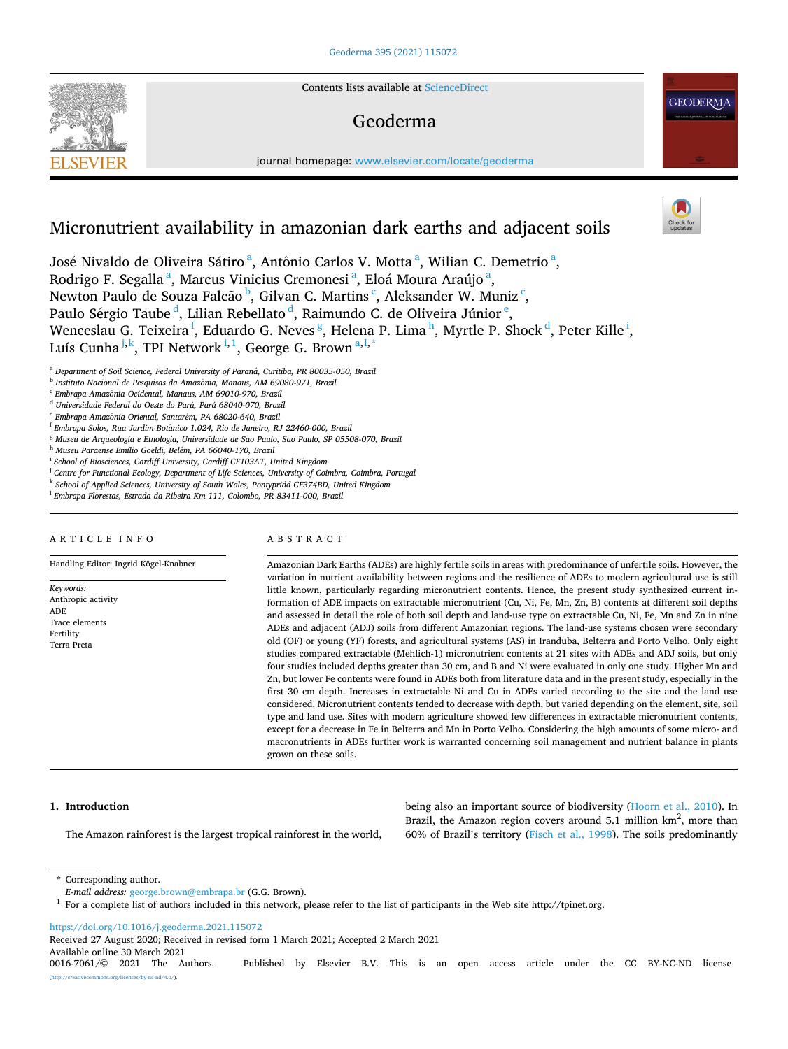# Micronutrient availability in amazonian dark earths and adjacent soils

José Nivaldo de Oliveira Sátiro [a], Antônio Carlos V. Motta [a], Wilian C. Demetrio [a], Rodrigo F. Segalla [a], Marcus Vinicius Cremonesi [a], Eloá Moura Araújo [a], Newton Paulo de Souza Falcão [b], Gilvan C. Martins [c], Aleksander W. Muniz [c], Paulo Sérgio Taube [d], Lilian Rebellato [d], Raimundo C. de Oliveira Júnior [e], Wenceslau G. Teixeira [f], Eduardo G. Neves [g], Helena P. Lima [h], Myrtle P. Shock [d], Peter Kille [i], Luís Cunha [j,k], TPI Network [i,1], George G. Brown [a,l,*]

[a] Department of Soil Science, Federal University of Paraná, Curitiba, PR 80035-050, Brazil
[b] Instituto Nacional de Pesquisas da Amazônia, Manaus, AM 69080-971, Brazil
[c] Embrapa Amazônia Ocidental, Manaus, AM 69010-970, Brazil
[d] Universidade Federal do Oeste do Pará, Pará 68040-070, Brazil
[e] Embrapa Amazônia Oriental, Santarém, PA 68020-640, Brazil
[f] Embrapa Solos, Rua Jardim Botânico 1.024, Rio de Janeiro, RJ 22460-000, Brazil
[g] Museu de Arqueologia e Etnologia, Universidade de São Paulo, São Paulo, SP 05508-070, Brazil
[h] Museu Paraense Emílio Goeldi, Belém, PA 66040-170, Brazil
[i] School of Biosciences, Cardiff University, Cardiff CF103AT, United Kingdom
[j] Centre for Functional Ecology, Department of Life Sciences, University of Coimbra, Coimbra, Portugal
[k] School of Applied Sciences, University of South Wales, Pontypridd CF374BD, United Kingdom
[l] Embrapa Florestas, Estrada da Ribeira Km 111, Colombo, PR 83411-000, Brazil

## ARTICLE INFO

Handling Editor: Ingrid Kögel-Knabner

*Keywords:*
Anthropic activity
ADE
Trace elements
Fertility
Terra Preta

## ABSTRACT

Amazonian Dark Earths (ADEs) are highly fertile soils in areas with predominance of unfertile soils. However, the variation in nutrient availability between regions and the resilience of ADEs to modern agricultural use is still little known, particularly regarding micronutrient contents. Hence, the present study synthesized current information of ADE impacts on extractable micronutrient (Cu, Ni, Fe, Mn, Zn, B) contents at different soil depths and assessed in detail the role of both soil depth and land-use type on extractable Cu, Ni, Fe, Mn and Zn in nine ADEs and adjacent (ADJ) soils from different Amazonian regions. The land-use systems chosen were secondary old (OF) or young (YF) forests, and agricultural systems (AS) in Iranduba, Belterra and Porto Velho. Only eight studies compared extractable (Mehlich-1) micronutrient contents at 21 sites with ADEs and ADJ soils, but only four studies included depths greater than 30 cm, and B and Ni were evaluated in only one study. Higher Mn and Zn, but lower Fe contents were found in ADEs both from literature data and in the present study, especially in the first 30 cm depth. Increases in extractable Ni and Cu in ADEs varied according to the site and the land use considered. Micronutrient contents tended to decrease with depth, but varied depending on the element, site, soil type and land use. Sites with modern agriculture showed few differences in extractable micronutrient contents, except for a decrease in Fe in Belterra and Mn in Porto Velho. Considering the high amounts of some micro- and macronutrients in ADEs further work is warranted concerning soil management and nutrient balance in plants grown on these soils.

## 1. Introduction

The Amazon rainforest is the largest tropical rainforest in the world, being also an important source of biodiversity (Hoorn et al., 2010). In Brazil, the Amazon region covers around 5.1 million km$^2$, more than 60% of Brazil's territory (Fisch et al., 1998). The soils predominantly

\* Corresponding author.
*E-mail address:* george.brown@embrapa.br (G.G. Brown).
[1] For a complete list of authors included in this network, please refer to the list of participants in the Web site http://tpinet.org.

https://doi.org/10.1016/j.geoderma.2021.115072
Received 27 August 2020; Received in revised form 1 March 2021; Accepted 2 March 2021
Available online 30 March 2021
0016-7061/© 2021 The Authors. Published by Elsevier B.V. This is an open access article under the CC BY-NC-ND license (http://creativecommons.org/licenses/by-nc-nd/4.0/).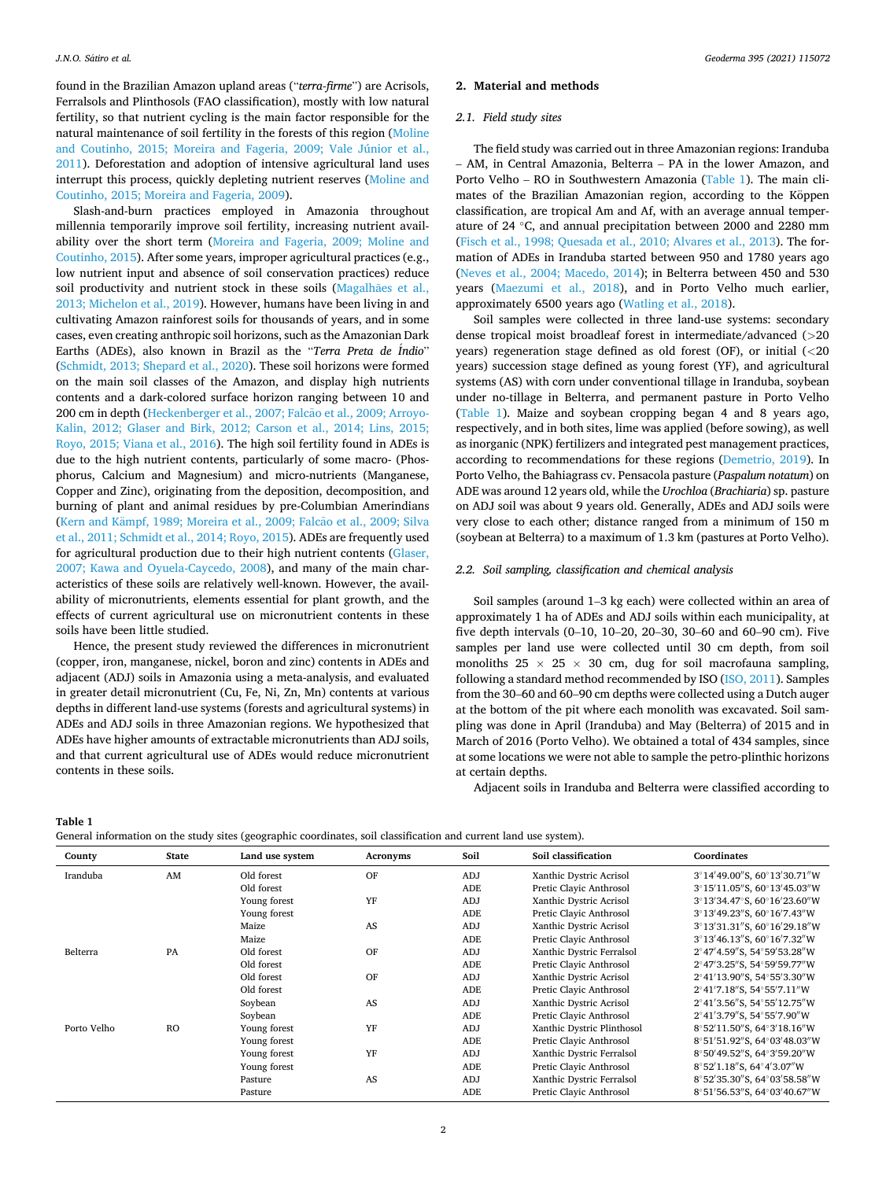found in the Brazilian Amazon upland areas ("*terra-firme*") are Acrisols, Ferralsols and Plinthosols (FAO classification), mostly with low natural fertility, so that nutrient cycling is the main factor responsible for the natural maintenance of soil fertility in the forests of this region (Moline and Coutinho, 2015; Moreira and Fageria, 2009; Vale Júnior et al., 2011). Deforestation and adoption of intensive agricultural land uses interrupt this process, quickly depleting nutrient reserves (Moline and Coutinho, 2015; Moreira and Fageria, 2009).

Slash-and-burn practices employed in Amazonia throughout millennia temporarily improve soil fertility, increasing nutrient availability over the short term (Moreira and Fageria, 2009; Moline and Coutinho, 2015). After some years, improper agricultural practices (e.g., low nutrient input and absence of soil conservation practices) reduce soil productivity and nutrient stock in these soils (Magalhães et al., 2013; Michelon et al., 2019). However, humans have been living in and cultivating Amazon rainforest soils for thousands of years, and in some cases, even creating anthropic soil horizons, such as the Amazonian Dark Earths (ADEs), also known in Brazil as the "*Terra Preta de Índio*" (Schmidt, 2013; Shepard et al., 2020). These soil horizons were formed on the main soil classes of the Amazon, and display high nutrients contents and a dark-colored surface horizon ranging between 10 and 200 cm in depth (Heckenberger et al., 2007; Falcão et al., 2009; Arroyo-Kalin, 2012; Glaser and Birk, 2012; Carson et al., 2014; Lins, 2015; Royo, 2015; Viana et al., 2016). The high soil fertility found in ADEs is due to the high nutrient contents, particularly of some macro- (Phosphorus, Calcium and Magnesium) and micro-nutrients (Manganese, Copper and Zinc), originating from the deposition, decomposition, and burning of plant and animal residues by pre-Columbian Amerindians (Kern and Kämpf, 1989; Moreira et al., 2009; Falcão et al., 2009; Silva et al., 2011; Schmidt et al., 2014; Royo, 2015). ADEs are frequently used for agricultural production due to their high nutrient contents (Glaser, 2007; Kawa and Oyuela-Caycedo, 2008), and many of the main characteristics of these soils are relatively well-known. However, the availability of micronutrients, elements essential for plant growth, and the effects of current agricultural use on micronutrient contents in these soils have been little studied.

Hence, the present study reviewed the differences in micronutrient (copper, iron, manganese, nickel, boron and zinc) contents in ADEs and adjacent (ADJ) soils in Amazonia using a meta-analysis, and evaluated in greater detail micronutrient (Cu, Fe, Ni, Zn, Mn) contents at various depths in different land-use systems (forests and agricultural systems) in ADEs and ADJ soils in three Amazonian regions. We hypothesized that ADEs have higher amounts of extractable micronutrients than ADJ soils, and that current agricultural use of ADEs would reduce micronutrient contents in these soils.

## 2. Material and methods

### 2.1. Field study sites

The field study was carried out in three Amazonian regions: Iranduba – AM, in Central Amazonia, Belterra – PA in the lower Amazon, and Porto Velho – RO in Southwestern Amazonia (Table 1). The main climates of the Brazilian Amazonian region, according to the Köppen classification, are tropical Am and Af, with an average annual temperature of 24 °C, and annual precipitation between 2000 and 2280 mm (Fisch et al., 1998; Quesada et al., 2010; Alvares et al., 2013). The formation of ADEs in Iranduba started between 950 and 1780 years ago (Neves et al., 2004; Macedo, 2014); in Belterra between 450 and 530 years (Maezumi et al., 2018), and in Porto Velho much earlier, approximately 6500 years ago (Watling et al., 2018).

Soil samples were collected in three land-use systems: secondary dense tropical moist broadleaf forest in intermediate/advanced (>20 years) regeneration stage defined as old forest (OF), or initial (<20 years) succession stage defined as young forest (YF), and agricultural systems (AS) with corn under conventional tillage in Iranduba, soybean under no-tillage in Belterra, and permanent pasture in Porto Velho (Table 1). Maize and soybean cropping began 4 and 8 years ago, respectively, and in both sites, lime was applied (before sowing), as well as inorganic (NPK) fertilizers and integrated pest management practices, according to recommendations for these regions (Demetrio, 2019). In Porto Velho, the Bahiagrass cv. Pensacola pasture (*Paspalum notatum*) on ADE was around 12 years old, while the *Urochloa* (*Brachiaria*) sp. pasture on ADJ soil was about 9 years old. Generally, ADEs and ADJ soils were very close to each other; distance ranged from a minimum of 150 m (soybean at Belterra) to a maximum of 1.3 km (pastures at Porto Velho).

### 2.2. Soil sampling, classification and chemical analysis

Soil samples (around 1–3 kg each) were collected within an area of approximately 1 ha of ADEs and ADJ soils within each municipality, at five depth intervals (0–10, 10–20, 20–30, 30–60 and 60–90 cm). Five samples per land use were collected until 30 cm depth, from soil monoliths 25 × 25 × 30 cm, dug for soil macrofauna sampling, following a standard method recommended by ISO (ISO, 2011). Samples from the 30–60 and 60–90 cm depths were collected using a Dutch auger at the bottom of the pit where each monolith was excavated. Soil sampling was done in April (Iranduba) and May (Belterra) of 2015 and in March of 2016 (Porto Velho). We obtained a total of 434 samples, since at some locations we were not able to sample the petro-plinthic horizons at certain depths.

Adjacent soils in Iranduba and Belterra were classified according to

**Table 1**
General information on the study sites (geographic coordinates, soil classification and current land use system).

| County | State | Land use system | Acronyms | Soil | Soil classification | Coordinates |
|---|---|---|---|---|---|---|
| Iranduba | AM | Old forest | OF | ADJ | Xanthic Dystric Acrisol | 3°14′49.00″S, 60°13′30.71″W |
| | | Old forest | | ADE | Pretic Clayic Anthrosol | 3°15′11.05″S, 60°13′45.03″W |
| | | Young forest | YF | ADJ | Xanthic Dystric Acrisol | 3°13′34.47″S, 60°16′23.60″W |
| | | Young forest | | ADE | Pretic Clayic Anthrosol | 3°13′49.23″S, 60°16′7.43″W |
| | | Maize | AS | ADJ | Xanthic Dystric Acrisol | 3°13′31.31″S, 60°16′29.18″W |
| | | Maize | | ADE | Pretic Clayic Anthrosol | 3°13′46.13″S, 60°16′7.32″W |
| Belterra | PA | Old forest | OF | ADJ | Xanthic Dystric Ferralsol | 2°47′4.59″S, 54°59′53.28″W |
| | | Old forest | | ADE | Pretic Clayic Anthrosol | 2°47′3.25″S, 54°59′59.77″W |
| | | Old forest | OF | ADJ | Xanthic Dystric Acrisol | 2°41′13.90″S, 54°55′3.30″W |
| | | Old forest | | ADE | Pretic Clayic Anthrosol | 2°41′7.18″S, 54°55′7.11″W |
| | | Soybean | AS | ADJ | Xanthic Dystric Acrisol | 2°41′3.56″S, 54°55′12.75″W |
| | | Soybean | | ADE | Pretic Clayic Anthrosol | 2°41′3.79″S, 54°55′7.90″W |
| Porto Velho | RO | Young forest | YF | ADJ | Xanthic Dystric Plinthosol | 8°52′11.50″S, 64°3′18.16″W |
| | | Young forest | | ADE | Pretic Clayic Anthrosol | 8°51′51.92″S, 64°03′48.03″W |
| | | Young forest | YF | ADJ | Xanthic Dystric Ferralsol | 8°50′49.52″S, 64°3′59.20″W |
| | | Young forest | | ADE | Pretic Clayic Anthrosol | 8°52′1.18″S, 64°4′3.07″W |
| | | Pasture | AS | ADJ | Xanthic Dystric Ferralsol | 8°52′35.30″S, 64°03′58.58″W |
| | | Pasture | | ADE | Pretic Clayic Anthrosol | 8°51′56.53″S, 64°03′40.67″W |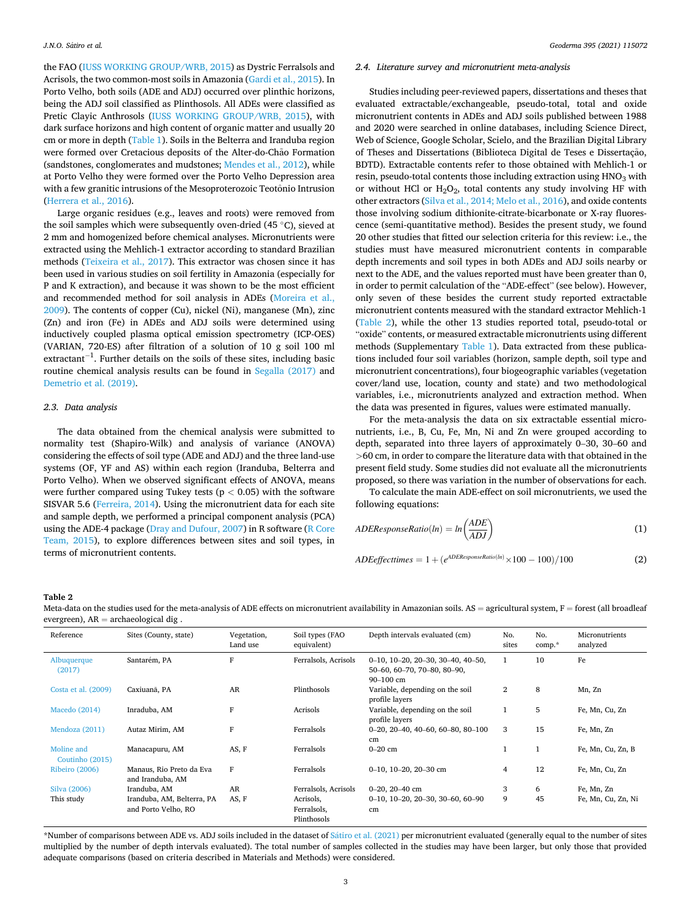the FAO (IUSS WORKING GROUP/WRB, 2015) as Dystric Ferralsols and Acrisols, the two common-most soils in Amazonia (Gardi et al., 2015). In Porto Velho, both soils (ADE and ADJ) occurred over plinthic horizons, being the ADJ soil classified as Plinthosols. All ADEs were classified as Pretic Clayic Anthrosols (IUSS WORKING GROUP/WRB, 2015), with dark surface horizons and high content of organic matter and usually 20 cm or more in depth (Table 1). Soils in the Belterra and Iranduba region were formed over Cretacious deposits of the Alter-do-Chão Formation (sandstones, conglomerates and mudstones; Mendes et al., 2012), while at Porto Velho they were formed over the Porto Velho Depression area with a few granitic intrusions of the Mesoproterozoic Teotônio Intrusion (Herrera et al., 2016).

Large organic residues (e.g., leaves and roots) were removed from the soil samples which were subsequently oven-dried (45 °C), sieved at 2 mm and homogenized before chemical analyses. Micronutrients were extracted using the Mehlich-1 extractor according to standard Brazilian methods (Teixeira et al., 2017). This extractor was chosen since it has been used in various studies on soil fertility in Amazonia (especially for P and K extraction), and because it was shown to be the most efficient and recommended method for soil analysis in ADEs (Moreira et al., 2009). The contents of copper (Cu), nickel (Ni), manganese (Mn), zinc (Zn) and iron (Fe) in ADEs and ADJ soils were determined using inductively coupled plasma optical emission spectrometry (ICP-OES) (VARIAN, 720-ES) after filtration of a solution of 10 g soil 100 ml extractant$^{-1}$. Further details on the soils of these sites, including basic routine chemical analysis results can be found in Segalla (2017) and Demetrio et al. (2019).

### 2.3. Data analysis

The data obtained from the chemical analysis were submitted to normality test (Shapiro-Wilk) and analysis of variance (ANOVA) considering the effects of soil type (ADE and ADJ) and the three land-use systems (OF, YF and AS) within each region (Iranduba, Belterra and Porto Velho). When we observed significant effects of ANOVA, means were further compared using Tukey tests ($p < 0.05$) with the software SISVAR 5.6 (Ferreira, 2014). Using the micronutrient data for each site and sample depth, we performed a principal component analysis (PCA) using the ADE-4 package (Dray and Dufour, 2007) in R software (R Core Team, 2015), to explore differences between sites and soil types, in terms of micronutrient contents.

### 2.4. Literature survey and micronutrient meta-analysis

Studies including peer-reviewed papers, dissertations and theses that evaluated extractable/exchangeable, pseudo-total, total and oxide micronutrient contents in ADEs and ADJ soils published between 1988 and 2020 were searched in online databases, including Science Direct, Web of Science, Google Scholar, Scielo, and the Brazilian Digital Library of Theses and Dissertations (Biblioteca Digital de Teses e Dissertação, BDTD). Extractable contents refer to those obtained with Mehlich-1 or resin, pseudo-total contents those including extraction using $HNO_3$ with or without HCl or $H_2O_2$, total contents any study involving HF with other extractors (Silva et al., 2014; Melo et al., 2016), and oxide contents those involving sodium dithionite-citrate-bicarbonate or X-ray fluorescence (semi-quantitative method). Besides the present study, we found 20 other studies that fitted our selection criteria for this review: i.e., the studies must have measured micronutrient contents in comparable depth increments and soil types in both ADEs and ADJ soils nearby or next to the ADE, and the values reported must have been greater than 0, in order to permit calculation of the "ADE-effect" (see below). However, only seven of these besides the current study reported extractable micronutrient contents measured with the standard extractor Mehlich-1 (Table 2), while the other 13 studies reported total, pseudo-total or "oxide" contents, or measured extractable micronutrients using different methods (Supplementary Table 1). Data extracted from these publications included four soil variables (horizon, sample depth, soil type and micronutrient concentrations), four biogeographic variables (vegetation cover/land use, location, county and state) and two methodological variables, i.e., micronutrients analyzed and extraction method. When the data was presented in figures, values were estimated manually.

For the meta-analysis the data on six extractable essential micronutrients, i.e., B, Cu, Fe, Mn, Ni and Zn were grouped according to depth, separated into three layers of approximately 0–30, 30–60 and >60 cm, in order to compare the literature data with that obtained in the present field study. Some studies did not evaluate all the micronutrients proposed, so there was variation in the number of observations for each.

To calculate the main ADE-effect on soil micronutrients, we used the following equations:

$$ADEResponseRatio(ln) = ln\left(\frac{ADE}{ADJ}\right) \tag{1}$$

$$ADEeffecttimes = 1 + (e^{ADEResponseRatio(ln)} \times 100 - 100)/100 \tag{2}$$

**Table 2**
Meta-data on the studies used for the meta-analysis of ADE effects on micronutrient availability in Amazonian soils. AS = agricultural system, F = forest (all broadleaf evergreen), AR = archaeological dig .

| Reference | Sites (County, state) | Vegetation, Land use | Soil types (FAO equivalent) | Depth intervals evaluated (cm) | No. sites | No. comp.* | Micronutrients analyzed |
|---|---|---|---|---|---|---|---|
| Albuquerque (2017) | Santarém, PA | F | Ferralsols, Acrisols | 0–10, 10–20, 20–30, 30–40, 40–50, 50–60, 60–70, 70–80, 80–90, 90–100 cm | 1 | 10 | Fe |
| Costa et al. (2009) | Caxiuanã, PA | AR | Plinthosols | Variable, depending on the soil profile layers | 2 | 8 | Mn, Zn |
| Macedo (2014) | Inraduba, AM | F | Acrisols | Variable, depending on the soil profile layers | 1 | 5 | Fe, Mn, Cu, Zn |
| Mendoza (2011) | Autaz Mirim, AM | F | Ferralsols | 0–20, 20–40, 40–60, 60–80, 80–100 cm | 3 | 15 | Fe, Mn, Zn |
| Moline and Coutinho (2015) | Manacapuru, AM | AS, F | Ferralsols | 0–20 cm | 1 | 1 | Fe, Mn, Cu, Zn, B |
| Ribeiro (2006) | Manaus, Rio Preto da Eva and Iranduba, AM | F | Ferralsols | 0–10, 10–20, 20–30 cm | 4 | 12 | Fe, Mn, Cu, Zn |
| Silva (2006) | Iranduba, AM | AR | Ferralsols, Acrisols | 0–20, 20–40 cm | 3 | 6 | Fe, Mn, Zn |
| This study | Iranduba, AM, Belterra, PA and Porto Velho, RO | AS, F | Acrisols, Ferralsols, Plinthosols | 0–10, 10–20, 20–30, 30–60, 60–90 cm | 9 | 45 | Fe, Mn, Cu, Zn, Ni |

*Number of comparisons between ADE vs. ADJ soils included in the dataset of Sátiro et al. (2021) per micronutrient evaluated (generally equal to the number of sites multiplied by the number of depth intervals evaluated). The total number of samples collected in the studies may have been larger, but only those that provided adequate comparisons (based on criteria described in Materials and Methods) were considered.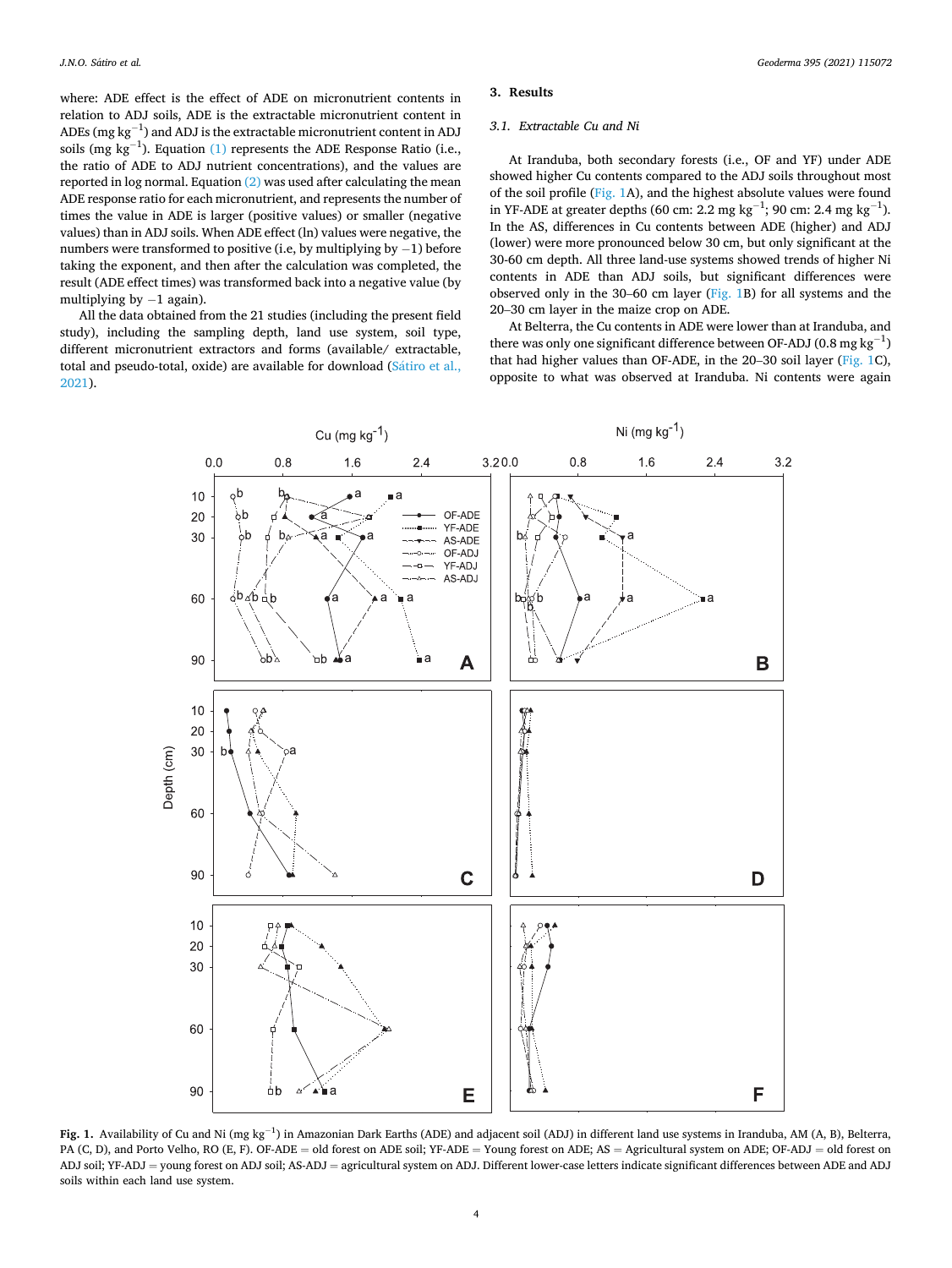where: ADE effect is the effect of ADE on micronutrient contents in relation to ADJ soils, ADE is the extractable micronutrient content in ADEs (mg $kg^{-1}$) and ADJ is the extractable micronutrient content in ADJ soils (mg $kg^{-1}$). Equation (1) represents the ADE Response Ratio (i.e., the ratio of ADE to ADJ nutrient concentrations), and the values are reported in log normal. Equation (2) was used after calculating the mean ADE response ratio for each micronutrient, and represents the number of times the value in ADE is larger (positive values) or smaller (negative values) than in ADJ soils. When ADE effect (ln) values were negative, the numbers were transformed to positive (i.e, by multiplying by −1) before taking the exponent, and then after the calculation was completed, the result (ADE effect times) was transformed back into a negative value (by multiplying by −1 again).

All the data obtained from the 21 studies (including the present field study), including the sampling depth, land use system, soil type, different micronutrient extractors and forms (available/ extractable, total and pseudo-total, oxide) are available for download (Sátiro et al., 2021).

## 3. Results

### 3.1. Extractable Cu and Ni

At Iranduba, both secondary forests (i.e., OF and YF) under ADE showed higher Cu contents compared to the ADJ soils throughout most of the soil profile (Fig. 1A), and the highest absolute values were found in YF-ADE at greater depths (60 cm: 2.2 mg $kg^{-1}$; 90 cm: 2.4 mg $kg^{-1}$). In the AS, differences in Cu contents between ADE (higher) and ADJ (lower) were more pronounced below 30 cm, but only significant at the 30-60 cm depth. All three land-use systems showed trends of higher Ni contents in ADE than ADJ soils, but significant differences were observed only in the 30–60 cm layer (Fig. 1B) for all systems and the 20–30 cm layer in the maize crop on ADE.

At Belterra, the Cu contents in ADE were lower than at Iranduba, and there was only one significant difference between OF-ADJ (0.8 mg $kg^{-1}$) that had higher values than OF-ADE, in the 20–30 cm soil layer (Fig. 1C), opposite to what was observed at Iranduba. Ni contents were again

**Fig. 1.** Availability of Cu and Ni (mg $kg^{-1}$) in Amazonian Dark Earths (ADE) and adjacent soil (ADJ) in different land use systems in Iranduba, AM (A, B), Belterra, PA (C, D), and Porto Velho, RO (E, F). OF-ADE = old forest on ADE soil; YF-ADE = Young forest on ADE; AS = Agricultural system on ADE; OF-ADJ = old forest on ADJ soil; YF-ADJ = young forest on ADJ soil; AS-ADJ = agricultural system on ADJ. Different lower-case letters indicate significant differences between ADE and ADJ soils within each land use system.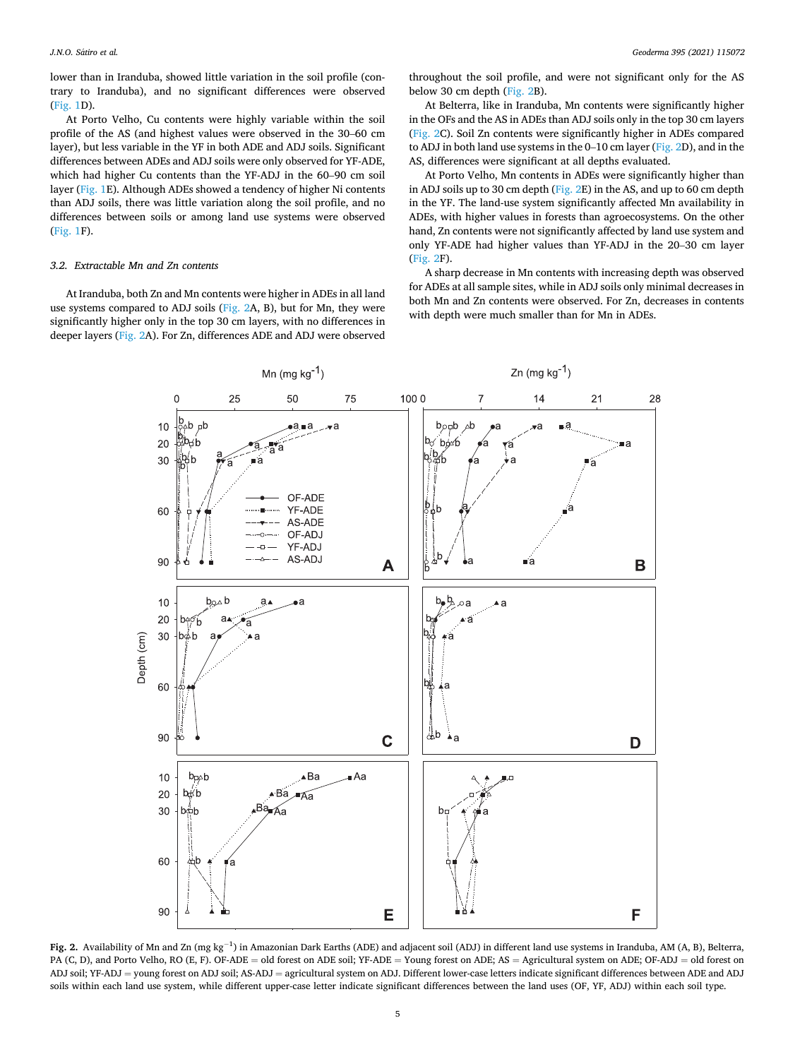lower than in Iranduba, showed little variation in the soil profile (contrary to Iranduba), and no significant differences were observed (Fig. 1D).

At Porto Velho, Cu contents were highly variable within the soil profile of the AS (and highest values were observed in the 30–60 cm layer), but less variable in the YF in both ADE and ADJ soils. Significant differences between ADEs and ADJ soils were only observed for YF-ADE, which had higher Cu contents than the YF-ADJ in the 60–90 cm soil layer (Fig. 1E). Although ADEs showed a tendency of higher Ni contents than ADJ soils, there was little variation along the soil profile, and no differences between soils or among land use systems were observed (Fig. 1F).

### 3.2. Extractable Mn and Zn contents

At Iranduba, both Zn and Mn contents were higher in ADEs in all land use systems compared to ADJ soils (Fig. 2A, B), but for Mn, they were significantly higher only in the top 30 cm layers, with no differences in deeper layers (Fig. 2A). For Zn, differences ADE and ADJ were observed throughout the soil profile, and were not significant only for the AS below 30 cm depth (Fig. 2B).

At Belterra, like in Iranduba, Mn contents were significantly higher in the OFs and the AS in ADEs than ADJ soils only in the top 30 cm layers (Fig. 2C). Soil Zn contents were significantly higher in ADEs compared to ADJ in both land use systems in the 0–10 cm layer (Fig. 2D), and in the AS, differences were significant at all depths evaluated.

At Porto Velho, Mn contents in ADEs were significantly higher than in ADJ soils up to 30 cm depth (Fig. 2E) in the AS, and up to 60 cm depth in the YF. The land-use system significantly affected Mn availability in ADEs, with higher values in forests than agroecosystems. On the other hand, Zn contents were not significantly affected by land use system and only YF-ADE had higher values than YF-ADJ in the 20–30 cm layer (Fig. 2F).

A sharp decrease in Mn contents with increasing depth was observed for ADEs at all sample sites, while in ADJ soils only minimal decreases in both Mn and Zn contents were observed. For Zn, decreases in contents with depth were much smaller than for Mn in ADEs.

**Fig. 2.** Availability of Mn and Zn (mg kg$^{-1}$) in Amazonian Dark Earths (ADE) and adjacent soil (ADJ) in different land use systems in Iranduba, AM (A, B), Belterra, PA (C, D), and Porto Velho, RO (E, F). OF-ADE = old forest on ADE soil; YF-ADE = Young forest on ADE; AS = Agricultural system on ADE; OF-ADJ = old forest on ADJ soil; YF-ADJ = young forest on ADJ soil; AS-ADJ = agricultural system on ADJ. Different lower-case letters indicate significant differences between ADE and ADJ soils within each land use system, while different upper-case letter indicate significant differences between the land uses (OF, YF, ADJ) within each soil type.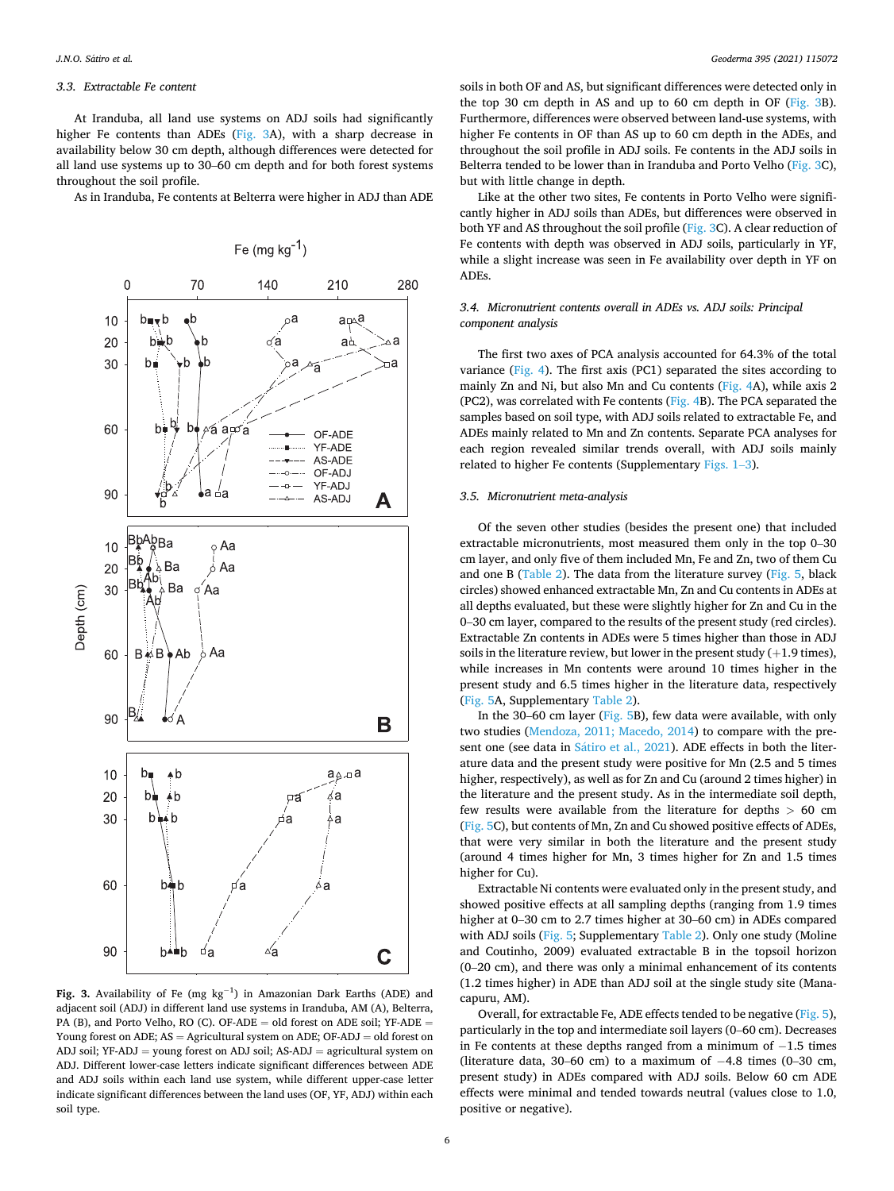### 3.3. Extractable Fe content

At Iranduba, all land use systems on ADJ soils had significantly higher Fe contents than ADEs (Fig. 3A), with a sharp decrease in availability below 30 cm depth, although differences were detected for all land use systems up to 30–60 cm depth and for both forest systems throughout the soil profile.

As in Iranduba, Fe contents at Belterra were higher in ADJ than ADE soils in both OF and AS, but significant differences were detected only in the top 30 cm depth in AS and up to 60 cm depth in OF (Fig. 3B). Furthermore, differences were observed between land-use systems, with higher Fe contents in OF than AS up to 60 cm depth in the ADEs, and throughout the soil profile in ADJ soils. Fe contents in the ADJ soils in Belterra tended to be lower than in Iranduba and Porto Velho (Fig. 3C), but with little change in depth.

Like at the other two sites, Fe contents in Porto Velho were significantly higher in ADJ soils than ADEs, but differences were observed in both YF and AS throughout the soil profile (Fig. 3C). A clear reduction of Fe contents with depth was observed in ADJ soils, particularly in YF, while a slight increase was seen in Fe availability over depth in YF on ADEs.

**Fig. 3.** Availability of Fe (mg kg$^{-1}$) in Amazonian Dark Earths (ADE) and adjacent soil (ADJ) in different land use systems in Iranduba, AM (A), Belterra, PA (B), and Porto Velho, RO (C). OF-ADE = old forest on ADE soil; YF-ADE = Young forest on ADE soil; AS = Agricultural system on ADE; OF-ADJ = old forest on ADJ soil; YF-ADJ = young forest on ADJ soil; AS-ADJ = agricultural system on ADJ. Different lower-case letters indicate significant differences between ADE and ADJ soils within each land use system, while different upper-case letter indicate significant differences between the land uses (OF, YF, ADJ) within each soil type.

### 3.4. Micronutrient contents overall in ADEs vs. ADJ soils: Principal component analysis

The first two axes of PCA analysis accounted for 64.3% of the total variance (Fig. 4). The first axis (PC1) separated the sites according to mainly Zn and Ni, but also Mn and Cu contents (Fig. 4A), while axis 2 (PC2), was correlated with Fe contents (Fig. 4B). The PCA separated the samples based on soil type, with ADJ soils related to extractable Fe, and ADEs mainly related to Mn and Zn contents. Separate PCA analyses for each region revealed similar trends overall, with ADJ soils mainly related to higher Fe contents (Supplementary Figs. 1–3).

### 3.5. Micronutrient meta-analysis

Of the seven other studies (besides the present one) that included extractable micronutrients, most measured them only in the top 0–30 cm layer, and only five of them included Mn, Fe and Zn, two of them Cu and one B (Table 2). The data from the literature survey (Fig. 5, black circles) showed enhanced extractable Mn, Zn and Cu contents in ADEs at all depths evaluated, but these were slightly higher for Zn and Cu in the 0–30 cm layer, compared to the results of the present study (red circles). Extractable Zn contents in ADEs were 5 times higher than those in ADJ soils in the literature review, but lower in the present study (+1.9 times), while increases in Mn contents were around 10 times higher in the present study and 6.5 times higher in the literature data, respectively (Fig. 5A, Supplementary Table 2).

In the 30–60 cm layer (Fig. 5B), few data were available, with only two studies (Mendoza, 2011; Macedo, 2014) to compare with the present one (see data in Sátiro et al., 2021). ADE effects in both the literature data and the present study were positive for Mn (2.5 and 5 times higher, respectively), as well as for Zn and Cu (around 2 times higher) in the literature and the present study. As in the intermediate soil depth, few results were available from the literature for depths > 60 cm (Fig. 5C), but contents of Mn, Zn and Cu showed positive effects of ADEs, that were very similar in both the literature and the present study (around 4 times higher for Mn, 3 times higher for Zn and 1.5 times higher for Cu).

Extractable Ni contents were evaluated only in the present study, and showed positive effects at all sampling depths (ranging from 1.9 times higher at 0–30 cm to 2.7 times higher at 30–60 cm) in ADEs compared with ADJ soils (Fig. 5; Supplementary Table 2). Only one study (Moline and Coutinho, 2009) evaluated extractable B in the topsoil horizon (0–20 cm), and there was only a minimal enhancement of its contents (1.2 times higher) in ADE than ADJ soil at the single study site (Manacapuru, AM).

Overall, for extractable Fe, ADE effects tended to be negative (Fig. 5), particularly in the top and intermediate soil layers (0–60 cm). Decreases in Fe contents at these depths ranged from a minimum of −1.5 times (literature data, 30–60 cm) to a maximum of −4.8 times (0–30 cm, present study) in ADEs compared with ADJ soils. Below 60 cm ADE effects were minimal and tended towards neutral (values close to 1.0, positive or negative).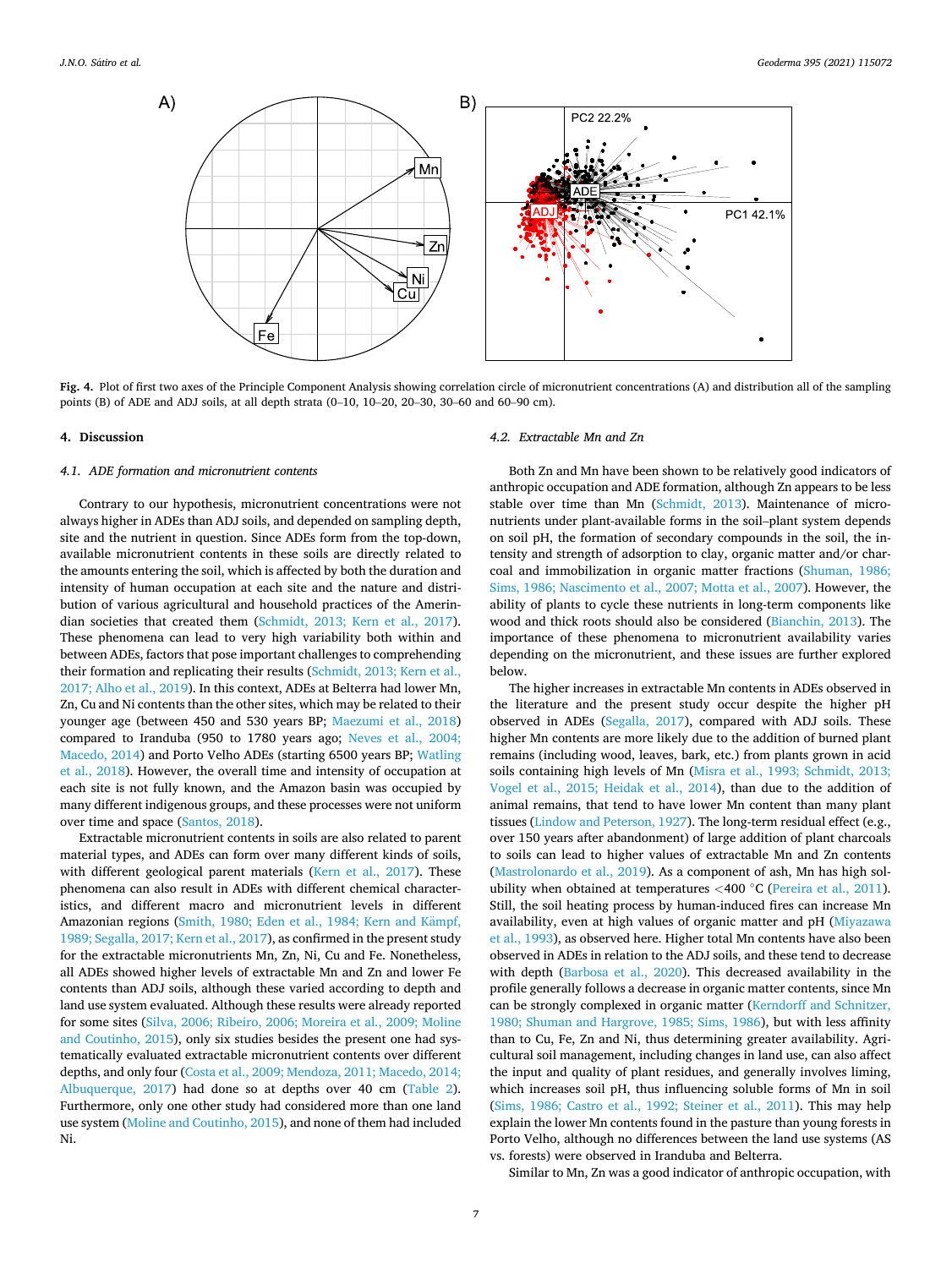**Fig. 4.** Plot of first two axes of the Principle Component Analysis showing correlation circle of micronutrient concentrations (A) and distribution all of the sampling points (B) of ADE and ADJ soils, at all depth strata (0–10, 10–20, 20–30, 30–60 and 60–90 cm).

## 4. Discussion

### 4.1. ADE formation and micronutrient contents

Contrary to our hypothesis, micronutrient concentrations were not always higher in ADEs than ADJ soils, and depended on sampling depth, site and the nutrient in question. Since ADEs form from the top-down, available micronutrient contents in these soils are directly related to the amounts entering the soil, which is affected by both the duration and intensity of human occupation at each site and the nature and distribution of various agricultural and household practices of the Amerindian societies that created them (Schmidt, 2013; Kern et al., 2017). These phenomena can lead to very high variability both within and between ADEs, factors that pose important challenges to comprehending their formation and replicating their results (Schmidt, 2013; Kern et al., 2017; Alho et al., 2019). In this context, ADEs at Belterra had lower Mn, Zn, Cu and Ni contents than the other sites, which may be related to their younger age (between 450 and 530 years BP; Maezumi et al., 2018) compared to Iranduba (950 to 1780 years ago; Neves et al., 2004; Macedo, 2014) and Porto Velho ADEs (starting 6500 years BP; Watling et al., 2018). However, the overall time and intensity of occupation at each site is not fully known, and the Amazon basin was occupied by many different indigenous groups, and these processes were not uniform over time and space (Santos, 2018).

Extractable micronutrient contents in soils are also related to parent material types, and ADEs can form over many different kinds of soils, with different geological parent materials (Kern et al., 2017). These phenomena can also result in ADEs with different chemical characteristics, and different macro and micronutrient levels in different Amazonian regions (Smith, 1980; Eden et al., 1984; Kern and Kämpf, 1989; Segalla, 2017; Kern et al., 2017), as confirmed in the present study for the extractable micronutrients Mn, Zn, Ni, Cu and Fe. Nonetheless, all ADEs showed higher levels of extractable Mn and Zn and lower Fe contents than ADJ soils, although these varied according to depth and land use system evaluated. Although these results were already reported for some sites (Silva, 2006; Ribeiro, 2006; Moreira et al., 2009; Moline and Coutinho, 2015), only six studies besides the present one had systematically evaluated extractable micronutrient contents over different depths, and only four (Costa et al., 2009; Mendoza, 2011; Macedo, 2014; Albuquerque, 2017) had done so at depths over 40 cm (Table 2). Furthermore, only one other study had considered more than one land use system (Moline and Coutinho, 2015), and none of them had included Ni.

### 4.2. Extractable Mn and Zn

Both Zn and Mn have been shown to be relatively good indicators of anthropic occupation and ADE formation, although Zn appears to be less stable over time than Mn (Schmidt, 2013). Maintenance of micronutrients under plant-available forms in the soil–plant system depends on soil pH, the formation of secondary compounds in the soil, the intensity and strength of adsorption to clay, organic matter and/or charcoal and immobilization in organic matter fractions (Shuman, 1986; Sims, 1986; Nascimento et al., 2007; Motta et al., 2007). However, the ability of plants to cycle these nutrients in long-term components like wood and thick roots should also be considered (Bianchin, 2013). The importance of these phenomena to micronutrient availability varies depending on the micronutrient, and these issues are further explored below.

The higher increases in extractable Mn contents in ADEs observed in the literature and the present study occur despite the higher pH observed in ADEs (Segalla, 2017), compared with ADJ soils. These higher Mn contents are more likely due to the addition of burned plant remains (including wood, leaves, bark, etc.) from plants grown in acid soils containing high levels of Mn (Misra et al., 1993; Schmidt, 2013; Vogel et al., 2015; Heidak et al., 2014), than due to the addition of animal remains, that tend to have lower Mn content than many plant tissues (Lindow and Peterson, 1927). The long-term residual effect (e.g., over 150 years after abandonment) of large addition of plant charcoals to soils can lead to higher values of extractable Mn and Zn contents (Mastrolonardo et al., 2019). As a component of ash, Mn has high solubility when obtained at temperatures <400 °C (Pereira et al., 2011). Still, the soil heating process by human-induced fires can increase Mn availability, even at high values of organic matter and pH (Miyazawa et al., 1993), as observed here. Higher total Mn contents have also been observed in ADEs in relation to the ADJ soils, and these tend to decrease with depth (Barbosa et al., 2020). This decreased availability in the profile generally follows a decrease in organic matter contents, since Mn can be strongly complexed in organic matter (Kerndorff and Schnitzer, 1980; Shuman and Hargrove, 1985; Sims, 1986), but with less affinity than to Cu, Fe, Zn and Ni, thus determining greater availability. Agricultural soil management, including changes in land use, can also affect the input and quality of plant residues, and generally involves liming, which increases soil pH, thus influencing soluble forms of Mn in soil (Sims, 1986; Castro et al., 1992; Steiner et al., 2011). This may help explain the lower Mn contents found in the pasture than young forests in Porto Velho, although no differences between the land use systems (AS vs. forests) were observed in Iranduba and Belterra.

Similar to Mn, Zn was a good indicator of anthropic occupation, with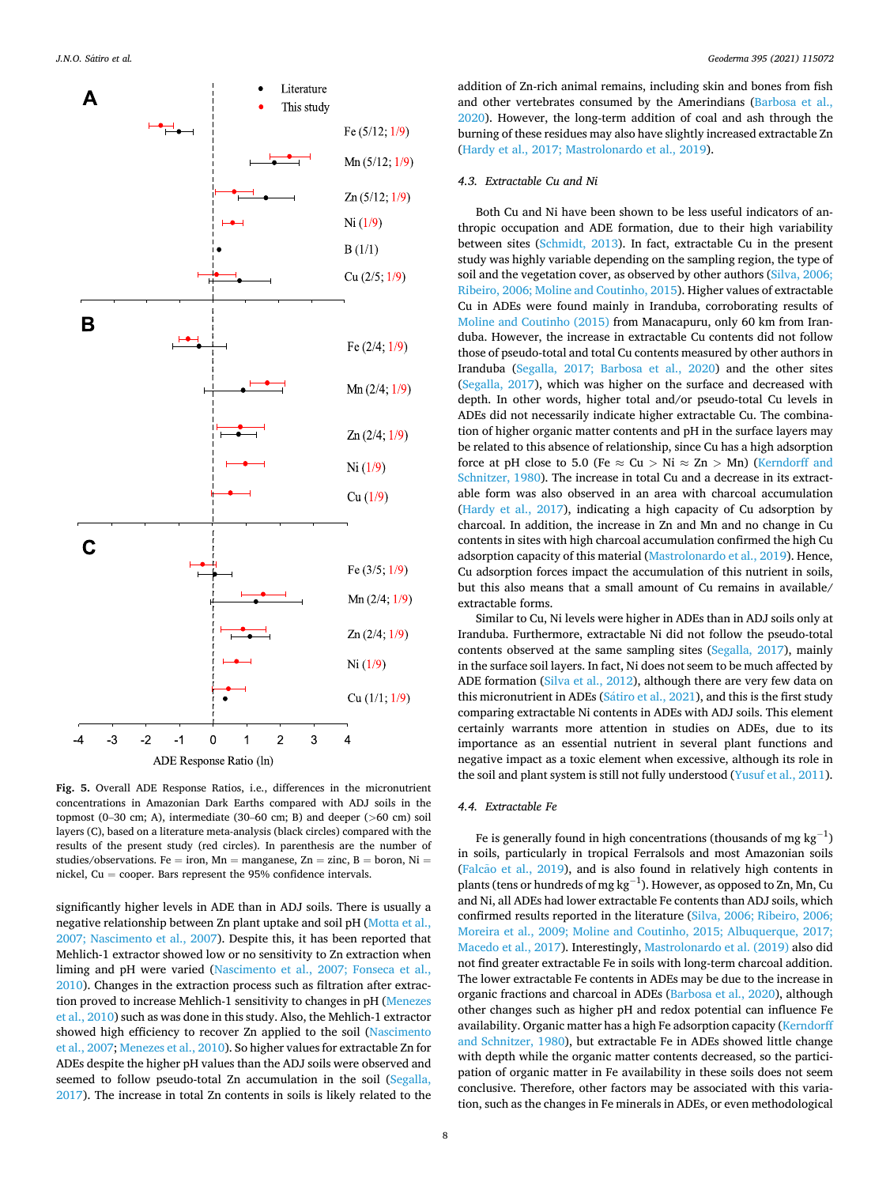Fig. 5. Overall ADE Response Ratios, i.e., differences in the micronutrient concentrations in Amazonian Dark Earths compared with ADJ soils in the topmost (0–30 cm; A), intermediate (30–60 cm; B) and deeper (>60 cm) soil layers (C), based on a literature meta-analysis (black circles) compared with the results of the present study (red circles). In parenthesis are the number of studies/observations. Fe = iron, Mn = manganese, Zn = zinc, B = boron, Ni = nickel, Cu = cooper. Bars represent the 95% confidence intervals.

significantly higher levels in ADE than in ADJ soils. There is usually a negative relationship between Zn plant uptake and soil pH (Motta et al., 2007; Nascimento et al., 2007). Despite this, it has been reported that Mehlich-1 extractor showed low or no sensitivity to Zn extraction when liming and pH were varied (Nascimento et al., 2007; Fonseca et al., 2010). Changes in the extraction process such as filtration after extraction proved to increase Mehlich-1 sensitivity to changes in pH (Menezes et al., 2010) such as was done in this study. Also, the Mehlich-1 extractor showed high efficiency to recover Zn applied to the soil (Nascimento et al., 2007; Menezes et al., 2010). So higher values for extractable Zn for ADEs despite the higher pH values than the ADJ soils were observed and seemed to follow pseudo-total Zn accumulation in the soil (Segalla, 2017). The increase in total Zn contents in soils is likely related to the addition of Zn-rich animal remains, including skin and bones from fish and other vertebrates consumed by the Amerindians (Barbosa et al., 2020). However, the long-term addition of coal and ash through the burning of these residues may also have slightly increased extractable Zn (Hardy et al., 2017; Mastrolonardo et al., 2019).

### 4.3. Extractable Cu and Ni

Both Cu and Ni have been shown to be less useful indicators of anthropic occupation and ADE formation, due to their high variability between sites (Schmidt, 2013). In fact, extractable Cu in the present study was highly variable depending on the sampling region, the type of soil and the vegetation cover, as observed by other authors (Silva, 2006; Ribeiro, 2006; Moline and Coutinho, 2015). Higher values of extractable Cu in ADEs were found mainly in Iranduba, corroborating results of Moline and Coutinho (2015) from Manacapuru, only 60 km from Iranduba. However, the increase in extractable Cu contents did not follow those of pseudo-total and total Cu contents measured by other authors in Iranduba (Segalla, 2017; Barbosa et al., 2020) and the other sites (Segalla, 2017), which was higher on the surface and decreased with depth. In other words, higher total and/or pseudo-total Cu levels in ADEs did not necessarily indicate higher extractable Cu. The combination of higher organic matter contents and pH in the surface layers may be related to this absence of relationship, since Cu has a high adsorption force at pH close to 5.0 (Fe ≈ Cu > Ni ≈ Zn > Mn) (Kerndorff and Schnitzer, 1980). The increase in total Cu and a decrease in its extractable form was also observed in an area with charcoal accumulation (Hardy et al., 2017), indicating a high capacity of Cu adsorption by charcoal. In addition, the increase in Zn and Mn and no change in Cu contents in sites with high charcoal accumulation confirmed the high Cu adsorption capacity of this material (Mastrolonardo et al., 2019). Hence, Cu adsorption forces impact the accumulation of this nutrient in soils, but this also means that a small amount of Cu remains in available/extractable forms.

Similar to Cu, Ni levels were higher in ADEs than in ADJ soils only at Iranduba. Furthermore, extractable Ni did not follow the pseudo-total contents observed at the same sampling sites (Segalla, 2017), mainly in the surface soil layers. In fact, Ni does not seem to be much affected by ADE formation (Silva et al., 2012), although there are very few data on this micronutrient in ADEs (Sátiro et al., 2021), and this is the first study comparing extractable Ni contents in ADEs with ADJ soils. This element certainly warrants more attention in studies on ADEs, due to its importance as an essential nutrient in several plant functions and negative impact as a toxic element when excessive, although its role in the soil and plant system is still not fully understood (Yusuf et al., 2011).

### 4.4. Extractable Fe

Fe is generally found in high concentrations (thousands of mg $kg^{-1}$) in soils, particularly in tropical Ferralsols and most Amazonian soils (Falcão et al., 2019), and is also found in relatively high contents in plants (tens or hundreds of mg $kg^{-1}$). However, as opposed to Zn, Mn, Cu and Ni, all ADEs had lower extractable Fe contents than ADJ soils, which confirmed results reported in the literature (Silva, 2006; Ribeiro, 2006; Moreira et al., 2009; Moline and Coutinho, 2015; Albuquerque, 2017; Macedo et al., 2017). Interestingly, Mastrolonardo et al. (2019) also did not find greater extractable Fe in soils with long-term charcoal addition. The lower extractable Fe contents in ADEs may be due to the increase in organic fractions and charcoal in ADEs (Barbosa et al., 2020), although other changes such as higher pH and redox potential can influence Fe availability. Organic matter has a high Fe adsorption capacity (Kerndorff and Schnitzer, 1980), but extractable Fe in ADEs showed little change with depth while the organic matter contents decreased, so the participation of organic matter in Fe availability in these soils does not seem conclusive. Therefore, other factors may be associated with this variation, such as the changes in Fe minerals in ADEs, or even methodological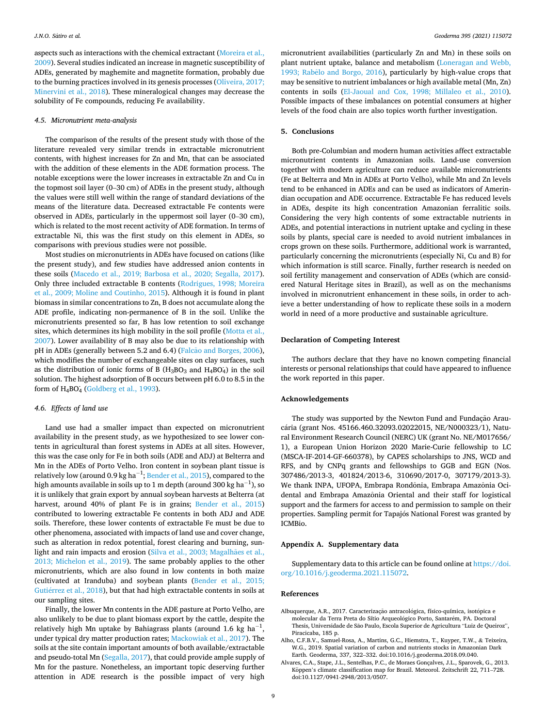aspects such as interactions with the chemical extractant (Moreira et al., 2009). Several studies indicated an increase in magnetic susceptibility of ADEs, generated by maghemite and magnetite formation, probably due to the burning practices involved in its genesis processes (Oliveira, 2017; Minervini et al., 2018). These mineralogical changes may decrease the solubility of Fe compounds, reducing Fe availability.

### 4.5. Micronutrient meta-analysis

The comparison of the results of the present study with those of the literature revealed very similar trends in extractable micronutrient contents, with highest increases for Zn and Mn, that can be associated with the addition of these elements in the ADE formation process. The notable exceptions were the lower increases in extractable Zn and Cu in the topmost soil layer (0–30 cm) of ADEs in the present study, although the values were still well within the range of standard deviations of the means of the literature data. Decreased extractable Fe contents were observed in ADEs, particularly in the uppermost soil layer (0–30 cm), which is related to the most recent activity of ADE formation. In terms of extractable Ni, this was the first study on this element in ADEs, so comparisons with previous studies were not possible.

Most studies on micronutrients in ADEs have focused on cations (like the present study), and few studies have addressed anion contents in these soils (Macedo et al., 2019; Barbosa et al., 2020; Segalla, 2017). Only three included extractable B contents (Rodrigues, 1998; Moreira et al., 2009; Moline and Coutinho, 2015). Although it is found in plant biomass in similar concentrations to Zn, B does not accumulate along the ADE profile, indicating non-permanence of B in the soil. Unlike the micronutrients presented so far, B has low retention to soil exchange sites, which determines its high mobility in the soil profile (Motta et al., 2007). Lower availability of B may also be due to its relationship with pH in ADEs (generally between 5.2 and 6.4) (Falcão and Borges, 2006), which modifies the number of exchangeable sites on clay surfaces, such as the distribution of ionic forms of B ($H_3BO_3$ and $H_4BO_4^-$) in the soil solution. The highest adsorption of B occurs between pH 6.0 to 8.5 in the form of $H_4BO_4^-$ (Goldberg et al., 1993).

### 4.6. Effects of land use

Land use had a smaller impact than expected on micronutrient availability in the present study, as we hypothesized to see lower contents in agricultural than forest systems in ADEs at all sites. However, this was the case only for Fe in both soils (ADE and ADJ) at Belterra and Mn in the ADEs of Porto Velho. Iron content in soybean plant tissue is relatively low (around 0.9 kg ha$^{-1}$; Bender et al., 2015), compared to the high amounts available in soils up to 1 m depth (around 300 kg ha$^{-1}$), so it is unlikely that grain export by annual soybean harvests at Belterra (at harvest, around 40% of plant Fe is in grains; Bender et al., 2015) contributed to lowering extractable Fe contents in both ADJ and ADE soils. Therefore, these lower contents of extractable Fe must be due to other phenomena, associated with impacts of land use and cover change, such as alteration in redox potential, forest clearing and burning, sunlight and rain impacts and erosion (Silva et al., 2003; Magalhães et al., 2013; Michelon et al., 2019). The same probably applies to the other micronutrients, which are also found in low contents in both maize (cultivated at Iranduba) and soybean plants (Bender et al., 2015; Gutiérrez et al., 2018), but that had high extractable contents in soils at our sampling sites.

Finally, the lower Mn contents in the ADE pasture at Porto Velho, are also unlikely to be due to plant biomass export by the cattle, despite the relatively high Mn uptake by Bahiagrass plants (around 1.6 kg ha$^{-1}$, under typical dry matter production rates; Mackowiak et al., 2017). The soils at the site contain important amounts of both available/extractable and pseudo-total Mn (Segalla, 2017), that could provide ample supply of Mn for the pasture. Nonetheless, an important topic deserving further attention in ADE research is the possible impact of very high micronutrient availabilities (particularly Zn and Mn) in these soils on plant nutrient uptake, balance and metabolism (Loneragan and Webb, 1993; Rabêlo and Borgo, 2016), particularly by high-value crops that may be sensitive to nutrient imbalances or high available metal (Mn, Zn) contents in soils (El-Jaoual and Cox, 1998; Millaleo et al., 2010). Possible impacts of these imbalances on potential consumers at higher levels of the food chain are also topics worth further investigation.

## 5. Conclusions

Both pre-Columbian and modern human activities affect extractable micronutrient contents in Amazonian soils. Land-use conversion together with modern agriculture can reduce available micronutrients (Fe at Belterra and Mn in ADEs at Porto Velho), while Mn and Zn levels tend to be enhanced in ADEs and can be used as indicators of Amerindian occupation and ADE occurrence. Extractable Fe has reduced levels in ADEs, despite its high concentration Amazonian ferralitic soils. Considering the very high contents of some extractable nutrients in ADEs, and potential interactions in nutrient uptake and cycling in these soils by plants, special care is needed to avoid nutrient imbalances in crops grown on these soils. Furthermore, additional work is warranted, particularly concerning the micronutrients (especially Ni, Cu and B) for which information is still scarce. Finally, further research is needed on soil fertility management and conservation of ADEs (which are considered Natural Heritage sites in Brazil), as well as on the mechanisms involved in micronutrient enhancement in these soils, in order to achieve a better understanding of how to replicate these soils in a modern world in need of a more productive and sustainable agriculture.

## Declaration of Competing Interest

The authors declare that they have no known competing financial interests or personal relationships that could have appeared to influence the work reported in this paper.

## Acknowledgements

The study was supported by the Newton Fund and Fundação Araucária (grant Nos. 45166.460.32093.02022015, NE/N000323/1), Natural Environment Research Council (NERC) UK (grant No. NE/M017656/1), a European Union Horizon 2020 Marie-Curie fellowship to LC (MSCA-IF-2014-GF-660378), by CAPES scholarships to JNS, WCD and RFS, and by CNPq grants and fellowships to GGB and EGN (Nos. 307486/2013-3, 401824/2013-6, 310690/2017-0, 307179/2013-3). We thank INPA, UFOPA, Embrapa Rondônia, Embrapa Amazônia Ocidental and Embrapa Amazônia Oriental and their staff for logistical support and the farmers for access to and permission to sample on their properties. Sampling permit for Tapajós National Forest was granted by ICMBio.

## Appendix A. Supplementary data

Supplementary data to this article can be found online at https://doi.org/10.1016/j.geoderma.2021.115072.

## References

Albuquerque, A.R., 2017. Caracterização antracológica, físico-química, isotópica e molecular da Terra Preta do Sítio Arqueológico Porto, Santarém, PA. Doctoral Thesis, Universidade de São Paulo, Escola Superior de Agricultura "Luiz de Queiroz", Piracicaba, 185 p.

Alho, C.F.B.V., Samuel-Rosa, A., Martins, G.C., Hiemstra, T., Kuyper, T.W., & Teixeira, W.G., 2019. Spatial variation of carbon and nutrients stocks in Amazonian Dark Earth. Geoderma, 337, 322–332. doi:10.1016/j.geoderma.2018.09.040.

Alvares, C.A., Stape, J.L., Sentelhas, P.C., de Moraes Gonçalves, J.L., Sparovek, G., 2013. Köppen's climate classification map for Brazil. Meteorol. Zeitschrift 22, 711–728. doi:10.1127/0941-2948/2013/0507.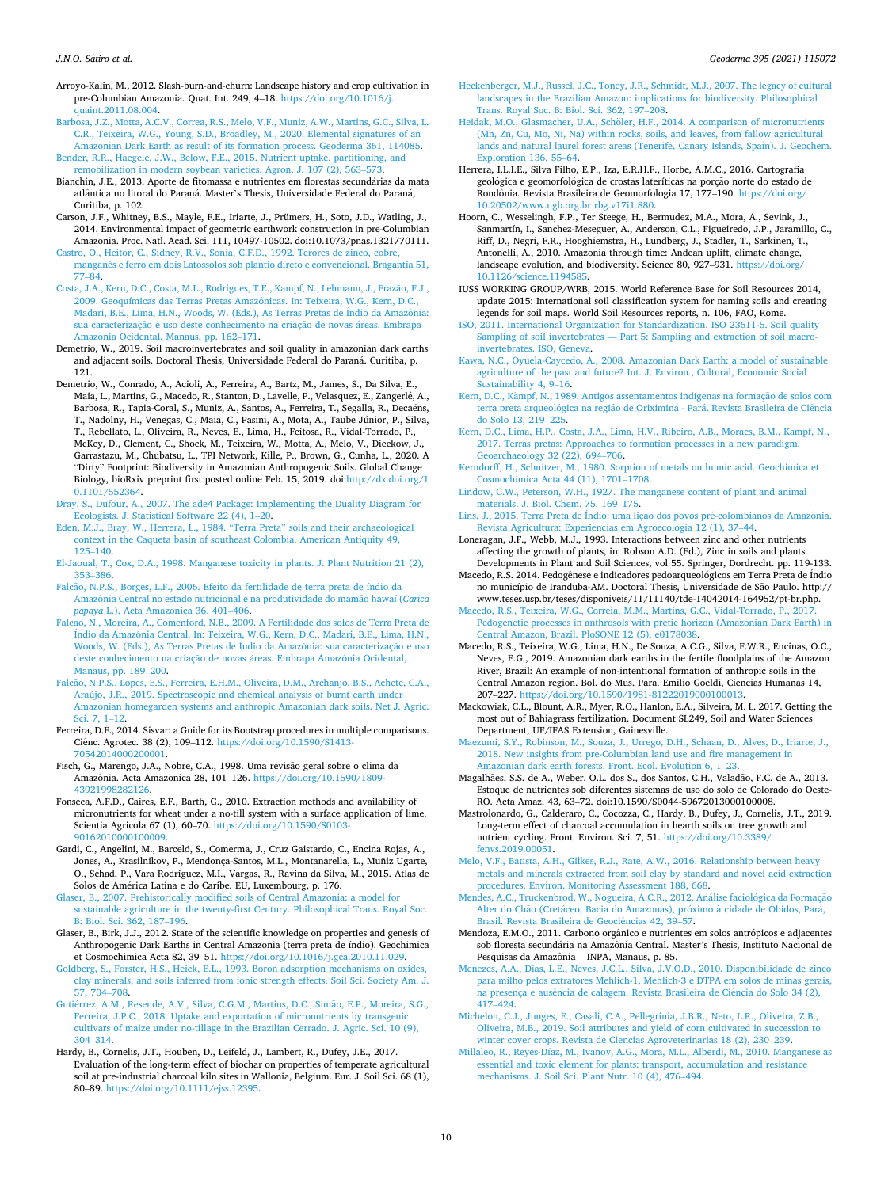Arroyo-Kalin, M., 2012. Slash-burn-and-churn: Landscape history and crop cultivation in pre-Columbian Amazonia. Quat. Int. 249, 4–18. https://doi.org/10.1016/j.quaint.2011.08.004.

Barbosa, J.Z., Motta, A.C.V., Correa, R.S., Melo, V.F., Muniz, A.W., Martins, G.C., Silva, L.C.R., Teixeira, W.G., Young, S.D., Broadley, M., 2020. Elemental signatures of an Amazonian Dark Earth as result of its formation process. Geoderma 361, 114085.

Bender, R.R., Haegele, J.W., Below, F.E., 2015. Nutrient uptake, partitioning, and remobilization in modern soybean varieties. Agron. J. 107 (2), 563–573.

Bianchin, J.E., 2013. Aporte de fitomassa e nutrientes em florestas secundárias da mata atlântica no litoral do Paraná. Master's Thesis, Universidade Federal do Paraná, Curitiba, p. 102.

Carson, J.F., Whitney, B.S., Mayle, F.E., Iriarte, J., Prümers, H., Soto, J.D., Watling, J., 2014. Environmental impact of geometric earthwork construction in pre-Columbian Amazonia. Proc. Natl. Acad. Sci. 111, 10497-10502. doi:10.1073/pnas.1321770111.

Castro, O., Heitor, C., Sidney, R.V., Sonia, C.F.D., 1992. Terores de zinco, cobre, manganês e ferro em dois Latossolos sob plantio direto e convencional. Bragantia 51, 77–84.

Costa, J.A., Kern, D.C., Costa, M.L., Rodrigues, T.E., Kampf, N., Lehmann, J., Frazão, F.J., 2009. Geoquímicas das Terras Pretas Amazônicas. In: Teixeira, W.G., Kern, D.C., Madari, B.E., Lima, H.N., Woods, W. (Eds.), As Terras Pretas de Índio da Amazônia: sua caracterização e uso deste conhecimento na criação de novas áreas. Embrapa Amazônia Ocidental, Manaus, pp. 162–171.

Demetrio, W., 2019. Soil macroinvertebrates and soil quality in amazonian dark earths and adjacent soils. Doctoral Thesis, Universidade Federal do Paraná. Curitiba, p. 121.

Demetrio, W., Conrado, A., Acioli, A., Ferreira, A., Bartz, M., James, S., Da Silva, E., Maia, L., Martins, G., Macedo, R., Stanton, D., Lavelle, P., Velasquez, E., Zangerlé, A., Barbosa, R., Tapia-Coral, S., Muniz, A., Santos, A., Ferreira, T., Segalla, R., Decaëns, T., Nadolny, H., Venegas, C., Maia, C., Pasini, A., Mota, A., Taube Júnior, P., Silva, T., Rebellato, L., Oliveira, R., Neves, E., Lima, H., Feitosa, R., Vidal-Torrado, P., McKey, D., Clement, C., Shock, M., Teixeira, W., Motta, A., Melo, V., Dieckow, J., Garrastazu, M., Chubatsu, L., TPI Network, Kille, P., Brown, G., Cunha, L., 2020. A "Dirty" Footprint: Biodiversity in Amazonian Anthropogenic Soils. Global Change Biology, bioRxiv preprint first posted online Feb. 15, 2019. doi:http://dx.doi.org/10.1101/552364.

Dray, S., Dufour, A., 2007. The ade4 Package: Implementing the Duality Diagram for Ecologists. J. Statistical Software 22 (4), 1–20.

Eden, M.J., Bray, W., Herrera, L., 1984. "Terra Preta" soils and their archaeological context in the Caqueta basin of southeast Colombia. American Antiquity 49, 125–140.

El-Jaoual, T., Cox, D.A., 1998. Manganese toxicity in plants. J. Plant Nutrition 21 (2), 353–386.

Falcão, N.P.S., Borges, L.F., 2006. Efeito da fertilidade de terra preta de índio da Amazônia Central no estado nutricional e na produtividade do mamão hawaí (*Carica papaya* L.). Acta Amazonica 36, 401–406.

Falcão, N., Moreira, A., Comenford, N.B., 2009. A Fertilidade dos solos de Terra Preta de Índio da Amazônia Central. In: Teixeira, W.G., Kern, D.C., Madari, B.E., Lima, H.N., Woods, W. (Eds.), As Terras Pretas de Índio da Amazônia: sua caracterização e uso deste conhecimento na criação de novas áreas. Embrapa Amazônia Ocidental, Manaus, pp. 189–200.

Falcão, N.P.S., Lopes, E.S., Ferreira, E.H.M., Oliveira, D.M., Archanjo, B.S., Achete, C.A., Araújo, J.R., 2019. Spectroscopic and chemical analysis of burnt earth under Amazonian homegarden systems and anthropic Amazonian dark soils. Net J. Agric. Sci. 7, 1–12.

Ferreira, D.F., 2014. Sisvar: a Guide for its Bootstrap procedures in multiple comparisons. Ciênc. Agrotec. 38 (2), 109–112. https://doi.org/10.1590/S1413-70542014000200001.

Fisch, G., Marengo, J.A., Nobre, C.A., 1998. Uma revisão geral sobre o clima da Amazônia. Acta Amazonica 28, 101–126. https://doi.org/10.1590/1809-43921998282126.

Fonseca, A.F.D., Caires, E.F., Barth, G., 2010. Extraction methods and availability of micronutrients for wheat under a no-till system with a surface application of lime. Scientia Agricola 67 (1), 60–70. https://doi.org/10.1590/S0103-90162010000100009.

Gardi, C., Angelini, M., Barceló, S., Comerma, J., Cruz Gaistardo, C., Encina Rojas, A., Jones, A., Krasilnikov, P., Mendonça-Santos, M.L., Montanarella, L., Muñiz Ugarte, O., Schad, P., Vara Rodríguez, M.I., Vargas, R., Ravina da Silva, M., 2015. Atlas de Solos de América Latina e do Caribe. EU, Luxembourg, p. 176.

Glaser, B., 2007. Prehistorically modified soils of Central Amazonia: a model for sustainable agriculture in the twenty-first Century. Philosophical Trans. Royal Soc. B: Biol. Sci. 362, 187–196.

Glaser, B., Birk, J.J., 2012. State of the scientific knowledge on properties and genesis of Anthropogenic Dark Earths in Central Amazonia (terra preta de índio). Geochimica et Cosmochimica Acta 82, 39–51. https://doi.org/10.1016/j.gca.2010.11.029.

Goldberg, S., Forster, H.S., Heick, E.L., 1993. Boron adsorption mechanisms on oxides, clay minerals, and soils inferred from ionic strength effects. Soil Sci. Society Am. J. 57, 704–708.

Gutiérrez, A.M., Resende, A.V., Silva, C.G.M., Martins, D.C., Simão, E.P., Moreira, S.G., Ferreira, J.P.C., 2018. Uptake and exportation of micronutrients by transgenic cultivars of maize under no-tillage in the Brazilian Cerrado. J. Agric. Sci. 10 (9), 304–314.

Hardy, B., Cornelis, J.T., Houben, D., Leifeld, J., Lambert, R., Dufey, J.E., 2017. Evaluation of the long-term effect of biochar on properties of temperate agricultural soil at pre-industrial charcoal kiln sites in Wallonia, Belgium. Eur. J. Soil Sci. 68 (1), 80–89. https://doi.org/10.1111/ejss.12395.

Heckenberger, M.J., Russel, J.C., Toney, J.R., Schmidt, M.J., 2007. The legacy of cultural landscapes in the Brazilian Amazon: implications for biodiversity. Philosophical Trans. Royal Soc. B: Biol. Sci. 362, 197–208.

Heidak, M.O., Glasmacher, U.A., Schöler, H.F., 2014. A comparison of micronutrients (Mn, Zn, Cu, Mo, Ni, Na) within rocks, soils, and leaves, from fallow agricultural lands and natural laurel forest areas (Tenerife, Canary Islands, Spain). J. Geochem. Exploration 136, 55–64.

Herrera, I.L.I.E., Silva Filho, E.P., Iza, E.R.H.F., Horbe, A.M.C., 2016. Cartografia geológica e geomorfológica de crostas lateríticas na porção norte do estado de Rondônia. Revista Brasileira de Geomorfologia 17, 177–190. https://doi.org/10.20502/www.ugb.org.br rbg.v17i1.880.

Hoorn, C., Wesselingh, F.P., Ter Steege, H., Bermudez, M.A., Mora, A., Sevink, J., Sanmartín, I., Sanchez-Meseguer, A., Anderson, C.L., Figueiredo, J.P., Jaramillo, C., Riff, D., Negri, F.R., Hooghiemstra, H., Lundberg, J., Stadler, T., Särkinen, T., Antonelli, A., 2010. Amazonia through time: Andean uplift, climate change, landscape evolution, and biodiversity. Science 80, 927–931. https://doi.org/10.1126/science.1194585.

IUSS WORKING GROUP/WRB, 2015. World Reference Base for Soil Resources 2014, update 2015: International soil classification system for naming soils and creating legends for soil maps. World Soil Resources reports, n. 106, FAO, Rome.

ISO, 2011. International Organization for Standardization, ISO 23611-5. Soil quality – Sampling of soil invertebrates — Part 5: Sampling and extraction of soil macro-invertebrates. ISO, Geneva.

Kawa, N.C., Oyuela-Caycedo, A., 2008. Amazonian Dark Earth: A model of sustainable agriculture of the past and future? Int. J. Environ., Cultural, Economic Social Sustainability 4, 9–16.

Kern, D.C., Kämpf, N., 1989. Antigos assentamentos indígenas na formação de solos com terra preta arqueológica na região de Oriximiná - Pará. Revista Brasileira de Ciência do Solo 13, 219–225.

Kern, D.C., Lima, H.P., Costa, J.A., Lima, H.V., Ribeiro, A.B., Moraes, B.M., Kampf, N., 2017. Terras pretas: Approaches to formation processes in a new paradigm. Geoarchaeology 32 (22), 694–706.

Kerndorff, H., Schnitzer, M., 1980. Sorption of metals on humic acid. Geochimica et Cosmochimica Acta 44 (11), 1701–1708.

Lindow, C.W., Peterson, W.H., 1927. The manganese content of plant and animal materials. J. Biol. Chem. 75, 169–175.

Lins, J., 2015. Terra Preta de Índio: uma lição dos povos pré-colombianos da Amazônia. Revista Agricultura: Experiências em Agroecologia 12 (1), 37–44.

Loneragan, J.F., Webb, M.J., 1993. Interactions between zinc and other nutrients affecting the growth of plants, in: Robson A.D. (Ed.), Zinc in soils and plants. Developments in Plant and Soil Sciences, vol 55. Springer, Dordrecht. pp. 119-133.

Macedo, R.S. 2014. Pedogênese e indicadores pedoarqueológicos em Terra Preta de Índio no município de Iranduba-AM. Doctoral Thesis, Universidade de São Paulo. http://www.teses.usp.br/teses/disponiveis/11/11140/tde-14042014-164952/pt-br.php.

Macedo, R.S., Teixeira, W.G., Correia, M.M., Martins, G.C., Vidal-Torrado, P., 2017. Pedogenetic processes in anthrosols with pretic horizon (Amazonian Dark Earth) in Central Amazon, Brazil. PloSONE 12 (5), e0178038.

Macedo, R.S., Teixeira, W.G., Lima, H.N., De Souza, A.C.G., Silva, F.W.R., Encinas, O.C., Neves, E.G., 2019. Amazonian dark earths in the fertile floodplains of the Amazon River, Brazil: An example of non-intentional formation of anthropic soils in the Central Amazon region. Bol. do Mus. Para. Emilio Goeldi, Ciencias Humanas 14, 207–227. https://doi.org/10.1590/1981-81222019000100013.

Mackowiak, C.L., Blount, A.R., Myer, R.O., Hanlon, E.A., Silveira, M. L. 2017. Getting the most out of Bahiagrass fertilization. Document SL249, Soil and Water Sciences Department, UF/IFAS Extension, Gainesville.

Maezumi, S.Y., Robinson, M., Souza, J., Urrego, D.H., Schaan, D., Alves, D., Iriarte, J., 2018. New insights from pre-Columbian land use and fire management in Amazonian dark earth forests. Front. Ecol. Evolution 6, 1–23.

Magalhães, S.S. de A., Weber, O.L. dos S., dos Santos, C.H., Valadão, F.C. de A., 2013. Estoque de nutrientes sob diferentes sistemas de uso do solo de Colorado do Oeste-RO. Acta Amaz. 43, 63–72. doi:10.1590/S0044-59672013000100008.

Mastrolonardo, G., Calderaro, C., Cocozza, C., Hardy, B., Dufey, J., Cornelis, J.T., 2019. Long-term effect of charcoal accumulation in hearth soils on tree growth and nutrient cycling. Front. Environ. Sci. 7, 51. https://doi.org/10.3389/fenvs.2019.00051.

Melo, V.F., Batista, A.H., Gilkes, R.J., Rate, A.W., 2016. Relationship between heavy metals and minerals extracted from soil clay by standard and novel acid extraction procedures. Environ. Monitoring Assessment 188, 668.

Mendes, A.C., Truckenbrod, W., Nogueira, A.C.R., 2012. Análise faciológica da Formação Alter do Chão (Cretáceo, Bacia do Amazonas), próximo à cidade de Óbidos, Pará, Brasil. Revista Brasileira de Geociências 42, 39–57.

Mendoza, E.M.O., 2011. Carbono orgânico e nutrientes em solos antrópicos e adjacentes sob floresta secundária na Amazônia Central. Master's Thesis, Instituto Nacional de Pesquisas da Amazônia – INPA, Manaus, p. 85.

Menezes, A.A., Dias, L.E., Neves, J.C.L., Silva, J.V.O.D., 2010. Disponibilidade de zinco para milho pelos extratores Mehlich-1, Mehlich-3 e DTPA em solos de minas gerais, na presença e ausência de calagem. Revista Brasileira de Ciência do Solo 34 (2), 417–424.

Michelon, C.J., Junges, E., Casali, C.A., Pellegrinia, J.B.R., Neto, L.R., Oliveira, Z.B., Oliveira, M.B., 2019. Soil attributes and yield of corn cultivated in succession to winter cover crops. Revista de Ciencias Agroveterinarias 18 (2), 230–239.

Millaleo, R., Reyes-Díaz, M., Ivanov, A.G., Mora, M.L., Alberdi, M., 2010. Manganese as essential and toxic element for plants: transport, accumulation and resistance mechanisms. J. Soil Sci. Plant Nutr. 10 (4), 476–494.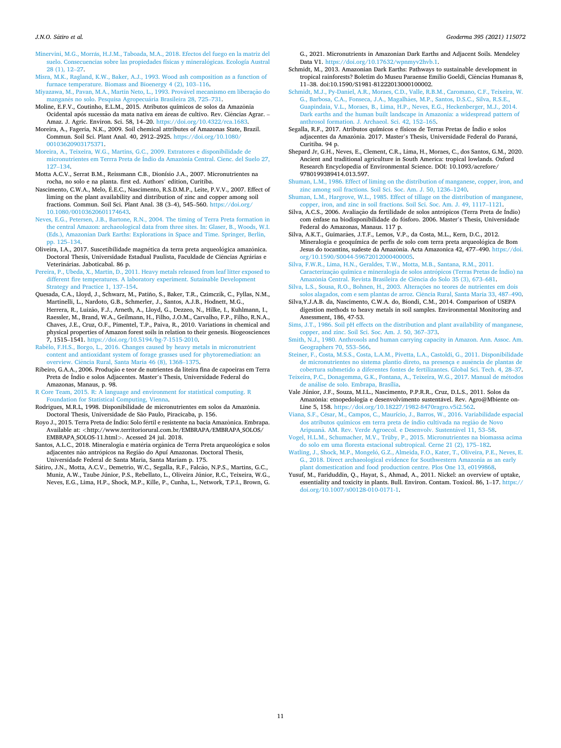Minervini, M.G., Morrás, H.J.M., Taboada, M.A., 2018. Efectos del fuego en la matriz del suelo. Consecuencias sobre las propiedades físicas y mineralógicas. Ecología Austral 28 (1), 12–27.

Misra, M.K., Ragland, K.W., Baker, A.J., 1993. Wood ash composition as a function of furnace temperature. Biomass and Bioenergy 4 (2), 103–116.

Miyazawa, M., Pavan, M.A., Martin Neto, L., 1993. Provável mecanismo em liberação do manganês no solo. Pesquisa Agropecuária Brasileira 28, 725–731.

Moline, E.F.V., Coutinho, E.L.M., 2015. Atributos químicos de solos da Amazônia Ocidental após sucessão da mata nativa em áreas de cultivo. Rev. Ciências Agrar. – Amaz. J. Agric. Environ. Sci. 58, 14–20. https://doi.org/10.4322/rca.1683.

Moreira, A., Fageria, N.K., 2009. Soil chemical attributes of Amazonas State, Brazil. Commun. Soil Sci. Plant Anal. 40, 2912–2925. https://doi.org/10.1080/00103620903175371.

Moreira, A., Teixeira, W.G., Martins, G.C., 2009. Extratores e disponibilidade de micronutrientes em Terrra Preta de Índio da Amazônia Central. Cienc. del Suelo 27, 127–134.

Motta A.C.V., Serrat B.M., Reissmann C.B., Dionísio J.A., 2007. Micronutrientes na rocha, no solo e na planta. first ed. Authors' edition, Curitiba.

Nascimento, C.W.A., Melo, É.E.C., Nascimento, R.S.D.M.P., Leite, P.V.V., 2007. Effect of liming on the plant availability and distribution of zinc and copper among soil fractions. Commun. Soil Sci. Plant Anal. 38 (3–4), 545–560. https://doi.org/10.1080/00103620601174643.

Neves, E.G., Petersen, J.B., Bartone, R.N., 2004. The timing of Terra Preta formation in the central Amazon: archaeological data from three sites. In: Glaser, B., Woods, W.I. (Eds.), Amazonian Dark Earths: Explorations in Space and Time. Springer, Berlin, pp. 125–134.

Oliveira, I.A., 2017. Suscetibilidade magnética da terra preta arqueológica amazônica. Doctoral Thesis, Universidade Estadual Paulista, Faculdade de Ciências Agrárias e Veterinárias. Jaboticabal. 86 p.

Pereira, P., Ubeda, X., Martin, D., 2011. Heavy metals released from leaf litter exposed to different fire temperatures. A laboratory experiment. Sutainable Development Strategy and Practice 1, 137–154.

Quesada, C.A., Lloyd, J., Schwarz, M., Patiño, S., Baker, T.R., Czimczik, C., Fyllas, N.M., Martinelli, L., Nardoto, G.B., Schmerler, J., Santos, A.J.B., Hodnett, M.G., Herrera, R., Luizão, F.J., Arneth, A., Lloyd, G., Dezzeo, N., Hilke, I., Kuhlmann, I., Raessler, M., Brand, W.A., Geilmann, H., Filho, J.O.M., Carvalho, F.P., Filho, R.N.A., Chaves, J.E., Cruz, O.F., Pimentel, T.P., Paiva, R., 2010. Variations in chemical and physical properties of Amazon forest soils in relation to their genesis. Biogeosciences 7, 1515–1541. https://doi.org/10.5194/bg-7-1515-2010.

Rabêlo, F.H.S., Borgo, L., 2016. Changes caused by heavy metals in micronutrient content and antioxidant system of forage grasses used for phytoremediation: an overview. Ciência Rural, Santa Maria 46 (8), 1368–1375.

Ribeiro, G.A.A., 2006. Produção e teor de nutrientes da liteira fina de capoeiras em Terra Preta de Índio e solos Adjacentes. Master's Thesis, Universidade Federal do Amazonas, Manaus, p. 98.

R Core Team, 2015. R: A language and environment for statistical computing. R Foundation for Statistical Computing, Vienna.

Rodrigues, M.R.L, 1998. Disponibilidade de micronutrientes em solos da Amazônia. Doctoral Thesis, Universidade de São Paulo, Piracicaba, p. 156.

Royo J., 2015. Terra Preta de Índio: Solo fértil e resistente na bacia Amazônica. Embrapa. Available at: <http://www.territoriorural.com.br/EMBRAPA/EMBRAPA_SOLOS/EMBRAPA_SOLOS-11.html>. Acessed 24 jul. 2018.

Santos, A.L.C., 2018. Mineralogia e matéria orgânica de Terra Preta arqueológica e solos adjacentes não antrópicos na Região do Apuí Amazonas. Doctoral Thesis, Universidade Federal de Santa Maria, Santa Mariam p. 175.

Sátiro, J.N., Motta, A.C.V., Demetrio, W.C., Segalla, R.F., Falcão, N.P.S., Martins, G.C., Muniz, A.W., Taube Júnior, P.S., Rebellato, L., Oliveira Júnior, R.C., Teixeira, W.G., Neves, E.G., Lima, H.P., Shock, M.P., Kille, P., Cunha, L., Network, T.P.I., Brown, G. G., 2021. Micronutrients in Amazonian Dark Earths and Adjacent Soils. Mendeley Data V1. https://doi.org/10.17632/wpnmyv2hvb.1.

Schmidt, M., 2013. Amazonian Dark Earths: Pathways to sustainable development in tropical rainforests? Boletim do Museu Paraense Emilio Goeldi, Ciências Humanas 8, 11–38. doi:10.1590/S1981-81222013000100002.

Schmidt, M.J., Py-Daniel, A.R., Moraes, C.D., Valle, R.B.M., Caromano, C.F., Teixeira, W. G., Barbosa, C.A., Fonseca, J.A., Magalhães, M.P., Santos, D.S.C., Silva, R.S.E., Guapindaia, V.L., Moraes, B., Lima, H.P., Neves, E.G., Heckenberger, M.J., 2014. Dark earths and the human built landscape in Amazonia: a widespread pattern of anthrosol formation. J. Archaeol. Sci. 42, 152–165.

Segalla, R.F., 2017. Atributos químicos e físicos de Terras Pretas de Índio e solos adjacentes da Amazônia. 2017. Master's Thesis, Universidade Federal do Paraná, Curitiba. 94 p.

Shepard Jr, G.H., Neves, E., Clement, C.R., Lima, H., Moraes, C., dos Santos, G.M., 2020. Ancient and traditional agriculture in South America: tropical lowlands. Oxford Research Encyclopedia of Environmental Science. DOI: 10.1093/acrefore/9780199389414.013.597.

Shuman, L.M., 1986. Effect of liming on the distribution of manganese, copper, iron, and zinc among soil fractions. Soil Sci. Soc. Am. J. 50, 1236–1240.

Shuman, L.M., Hargrove, W.L., 1985. Effect of tillage on the distribution of manganese, copper, iron, and zinc in soil fractions. Soil Sci. Soc. Am. J. 49, 1117–1121.

Silva, A.C.S., 2006. Avaliação da fertilidade de solos antrópicos (Terra Preta de Índio) com ênfase na biodisponibilidade do fósforo. 2006. Master's Thesis, Universidade Federal do Amazonas, Manaus. 117 p.

Silva, A.K.T., Guimarães, J.T.F., Lemos, V.P., da Costa, M.L., Kern, D.C., 2012. Mineralogia e geoquímica de perfis de solo com terra preta arqueológica de Bom Jesus do tocantins, sudeste da Amazônia. Acta Amazonica 42, 477–490. https://doi.org/10.1590/S0044-59672012000400005.

Silva, F.W.R., Lima, H.N., Geraldes, T.W., Motta, M.B., Santana, R.M., 2011. Caracterização química e mineralogia de solos antrópicos (Terras Pretas de Índio) na Amazônia Central. Revista Brasileira de Ciência do Solo 35 (3), 673–681.

Silva, L.S., Sousa, R.O., Bohnen, H., 2003. Alterações no teores de nutrientes em dois solos alagados, com e sem plantas de arroz. Ciência Rural, Santa Maria 33, 487–490.

Silva,Y.J.A.B. da, Nascimento, C.W.A. do, Biondi, C.M., 2014. Comparison of USEPA digestion methods to heavy metals in soil samples. Environmental Monitoring and Assessment, 186, 47-53.

Sims, J.T., 1986. Soil pH effects on the distribution and plant availability of manganese, copper, and zinc. Soil Sci. Soc. Am. J. 50, 367–373.

Smith, N.J., 1980. Anthrosols and human carrying capacity in Amazon. Ann. Assoc. Am. Geographers 70, 553–566.

Steiner, F., Costa, M.S.S., Costa, L.A.M., Pivetta, L.A., Castoldi, G., 2011. Disponibilidade de micronutrientes no sistema plantio direto, na presença e ausência de plantas de cobertura submetido a diferentes fontes de fertilizantes. Global Sci. Tech. 4, 28–37.

Teixeira, P.C., Donagemma, G.K., Fontana, A., Teixeira, W.G., 2017. Manual de métodos de análise de solo. Embrapa, Brasília.

Vale Júnior, J.F., Souza, M.I.L., Nascimento, P.P.R.R., Cruz, D.L.S., 2011. Solos da Amazônia: etnopedologia e desenvolvimento sustentável. Rev. Agro@Mbiente On-Line 5, 158. https://doi.org/10.18227/1982-8470ragro.v5i2.562.

Viana, S.F., César, M., Campos, C., Maurício, J., Barros, W., 2016. Variabilidade espacial dos atributos químicos em terra preta de índio cultivada na região de Novo Aripuanã. AM. Rev. Verde Agroecol. e Desenvolv. Sustentável 11, 53–58.

Vogel, H.L.M., Schumacher, M.V., Trüby, P., 2015. Micronutrientes na biomassa acima do solo em uma floresta estacional subtropical. Cerne 21 (2), 175–182.

Watling, J., Shock, M.P., Mongeló, G.Z., Almeida, F.O., Kater, T., Oliveira, P.E., Neves, E. G., 2018. Direct archaeological evidence for Southwestern Amazonia as an early plant domestication and food production centre. Plos One 13, e0199868.

Yusuf, M., Fariduddin, Q., Hayat, S., Ahmad, A., 2011. Nickel: an overview of uptake, essentiality and toxicity in plants. Bull. Environ. Contam. Toxicol. 86, 1–17. https://doi.org/10.1007/s00128-010-0171-1.